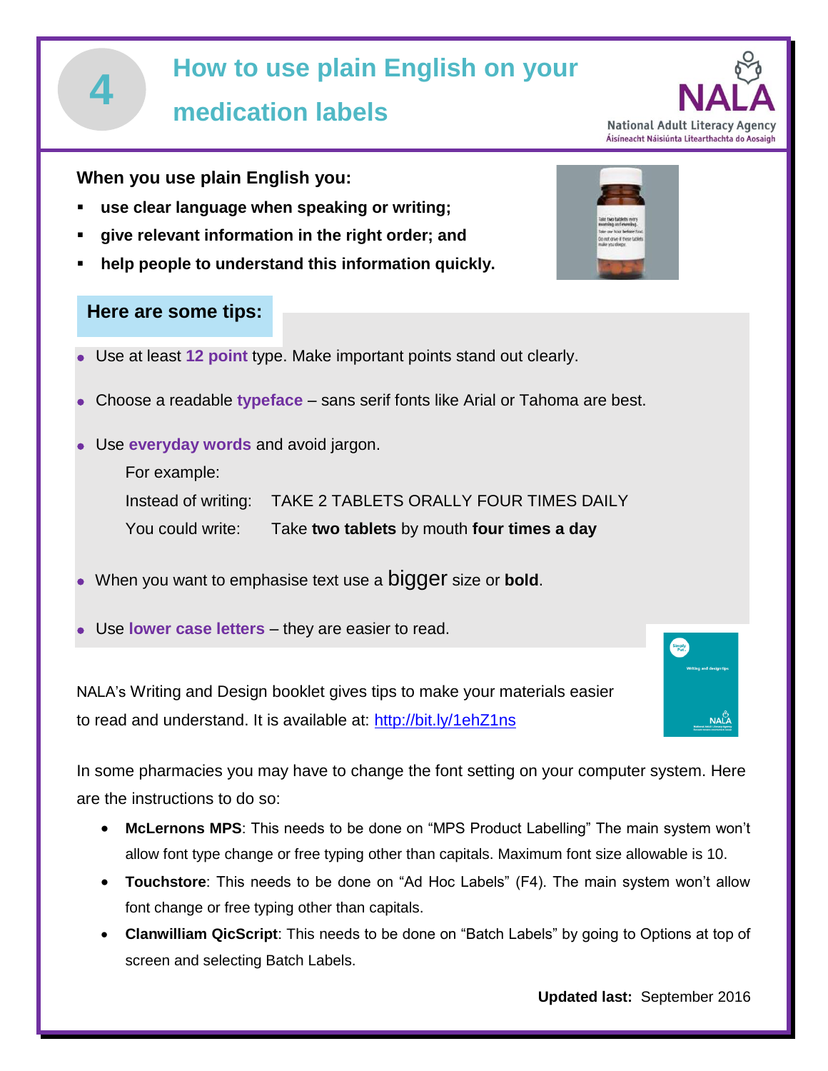# 4 How to use plain English on your medication labels

NALA
National Adult Literacy Agency
Áisíneacht Náisiúnta Litearthachta do Aosaigh

**When you use plain English you:**

- **use clear language when speaking or writing;**
- **give relevant information in the right order; and**
- **help people to understand this information quickly.**

## Here are some tips:

- Use at least **12 point** type. Make important points stand out clearly.
- Choose a readable **typeface** – sans serif fonts like Arial or Tahoma are best.
- Use **everyday words** and avoid jargon.

  For example:

  Instead of writing: TAKE 2 TABLETS ORALLY FOUR TIMES DAILY

  You could write: Take **two tablets** by mouth **four times a day**

- When you want to emphasise text use a bigger size or **bold**.
- Use **lower case letters** – they are easier to read.

NALA's Writing and Design booklet gives tips to make your materials easier to read and understand. It is available at: http://bit.ly/1ehZ1ns

In some pharmacies you may have to change the font setting on your computer system. Here are the instructions to do so:

- **McLernons MPS**: This needs to be done on "MPS Product Labelling" The main system won't allow font type change or free typing other than capitals. Maximum font size allowable is 10.
- **Touchstore**: This needs to be done on "Ad Hoc Labels" (F4). The main system won't allow font change or free typing other than capitals.
- **Clanwilliam QicScript**: This needs to be done on "Batch Labels" by going to Options at top of screen and selecting Batch Labels.

**Updated last:** September 2016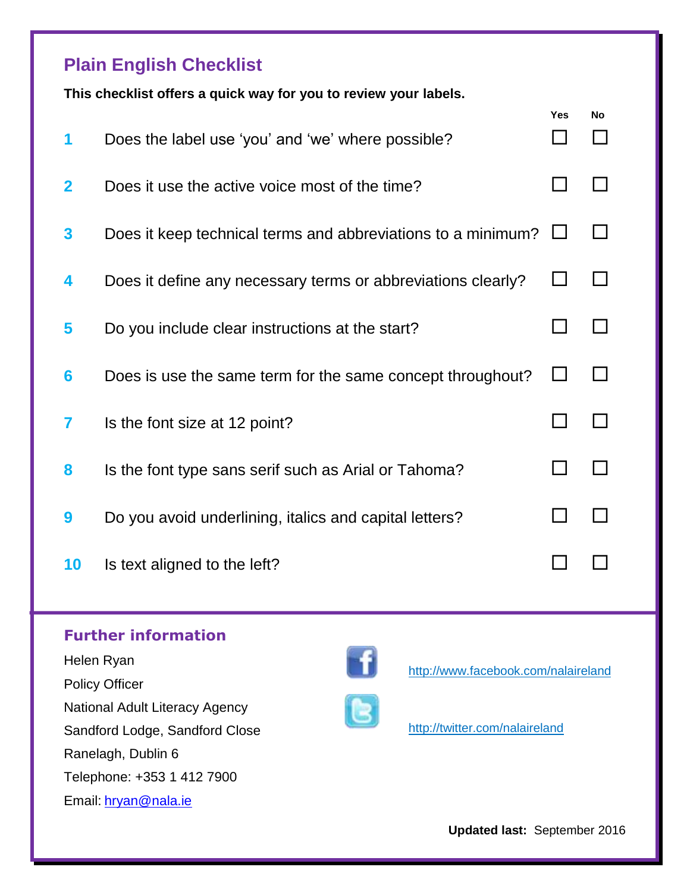## Plain English Checklist

**This checklist offers a quick way for you to review your labels.**

| | | Yes | No |
|---|---|---|---|
| 1 | Does the label use 'you' and 'we' where possible? | ☐ | ☐ |
| 2 | Does it use the active voice most of the time? | ☐ | ☐ |
| 3 | Does it keep technical terms and abbreviations to a minimum? | ☐ | ☐ |
| 4 | Does it define any necessary terms or abbreviations clearly? | ☐ | ☐ |
| 5 | Do you include clear instructions at the start? | ☐ | ☐ |
| 6 | Does is use the same term for the same concept throughout? | ☐ | ☐ |
| 7 | Is the font size at 12 point? | ☐ | ☐ |
| 8 | Is the font type sans serif such as Arial or Tahoma? | ☐ | ☐ |
| 9 | Do you avoid underlining, italics and capital letters? | ☐ | ☐ |
| 10 | Is text aligned to the left? | ☐ | ☐ |

### Further information

Helen Ryan
Policy Officer
National Adult Literacy Agency
Sandford Lodge, Sandford Close
Ranelagh, Dublin 6
Telephone: +353 1 412 7900
Email: hryan@nala.ie

http://www.facebook.com/nalaireland

http://twitter.com/nalaireland

**Updated last:** September 2016